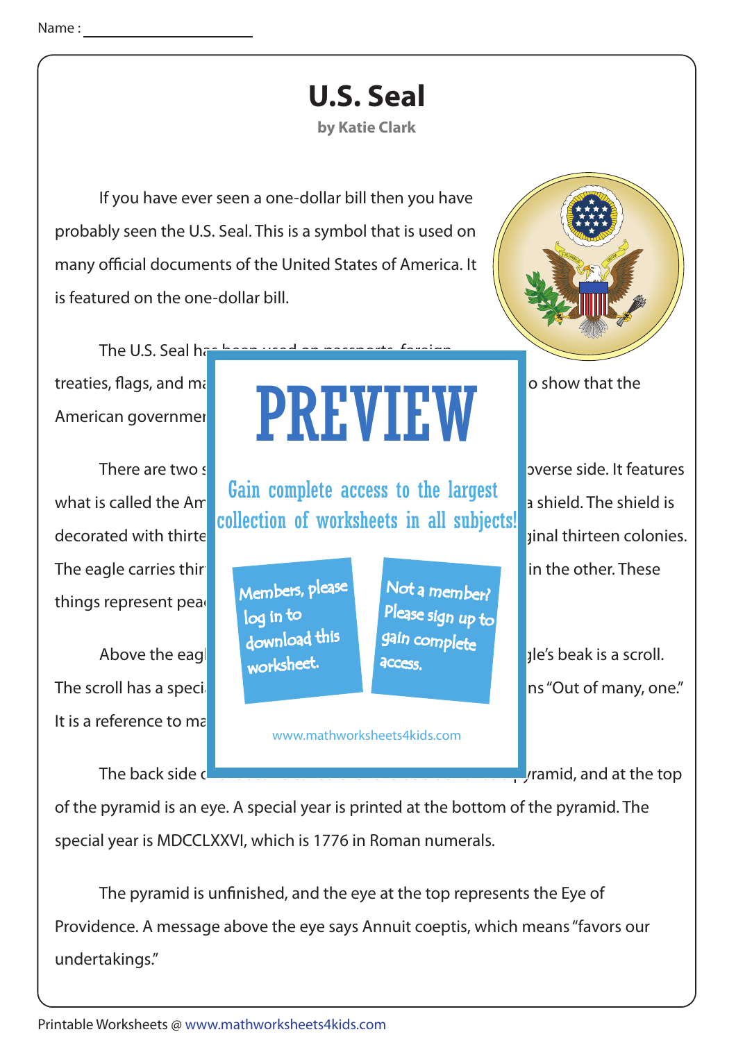Name : ____________________

# U.S. Seal

**by Katie Clark**

If you have ever seen a one-dollar bill then you have probably seen the U.S. Seal. This is a symbol that is used on many official documents of the United States of America. It is featured on the one-dollar bill.

The U.S. Seal ha... treaties, flags, and ma... o show that the American governmen...

There are two s... overse side. It features what is called the Am... a shield. The shield is decorated with thirte... ginal thirteen colonies. The eagle carries thir... in the other. These things represent pea...

Above the eag... gle's beak is a scroll. The scroll has a speci... ns "Out of many, one." It is a reference to ma...

The back side ... yramid, and at the top of the pyramid is an eye. A special year is printed at the bottom of the pyramid. The special year is MDCCLXXVI, which is 1776 in Roman numerals.

The pyramid is unfinished, and the eye at the top represents the Eye of Providence. A message above the eye says Annuit coeptis, which means "favors our undertakings."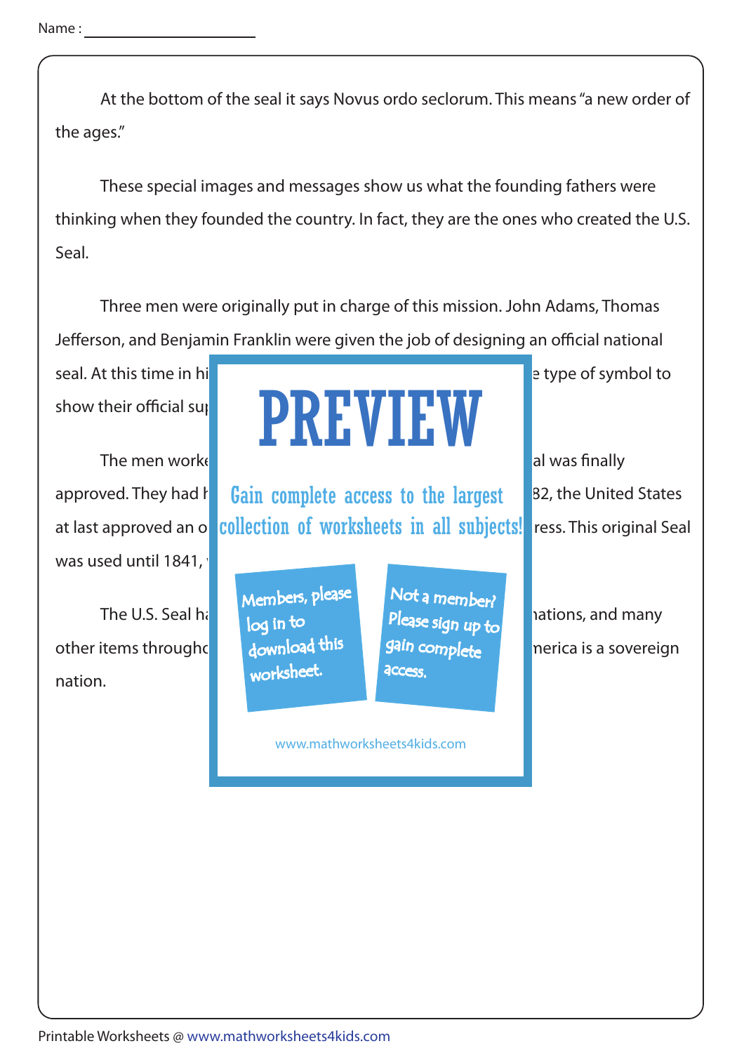Name : ____________________

At the bottom of the seal it says Novus ordo seclorum. This means "a new order of the ages."

These special images and messages show us what the founding fathers were thinking when they founded the country. In fact, they are the ones who created the U.S. Seal.

Three men were originally put in charge of this mission. John Adams, Thomas Jefferson, and Benjamin Franklin were given the job of designing an official national seal. At this time in hi e type of symbol to show their official su

The men work al was finally approved. They had h 82, the United States at last approved an o ress. This original Seal was used until 1841,

The U.S. Seal h nations, and many other items througho merica is a sovereign nation.

PREVIEW

Gain complete access to the largest collection of worksheets in all subjects!

Members, please log in to download this worksheet.

Not a member? Please sign up to gain complete access.

www.mathworksheets4kids.com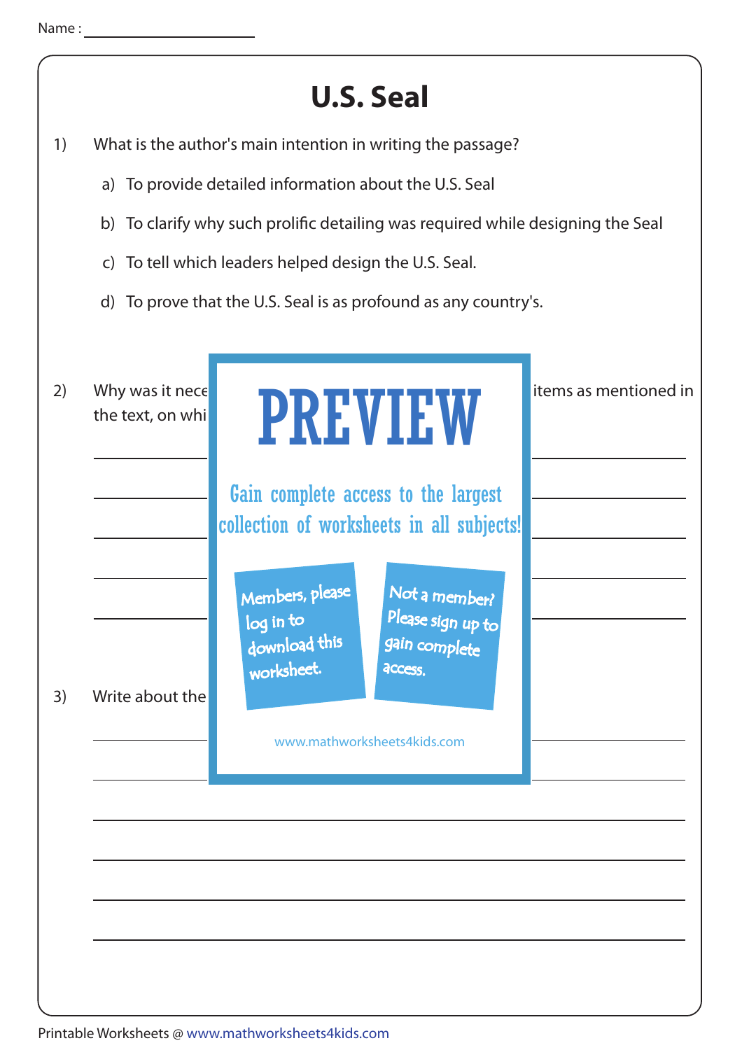Name : ____________________

# U.S. Seal

1) What is the author's main intention in writing the passage?

   a) To provide detailed information about the U.S. Seal

   b) To clarify why such prolific detailing was required while designing the Seal

   c) To tell which leaders helped design the U.S. Seal.

   d) To prove that the U.S. Seal is as profound as any country's.

2) Why was it nece items as mentioned in the text, on whi

______________________________________________

______________________________________________

______________________________________________

______________________________________________

______________________________________________

3) Write about the

______________________________________________

______________________________________________

______________________________________________

______________________________________________

______________________________________________

______________________________________________

PREVIEW

Gain complete access to the largest collection of worksheets in all subjects!

Members, please log in to download this worksheet.

Not a member? Please sign up to gain complete access.

www.mathworksheets4kids.com

Printable Worksheets @ www.mathworksheets4kids.com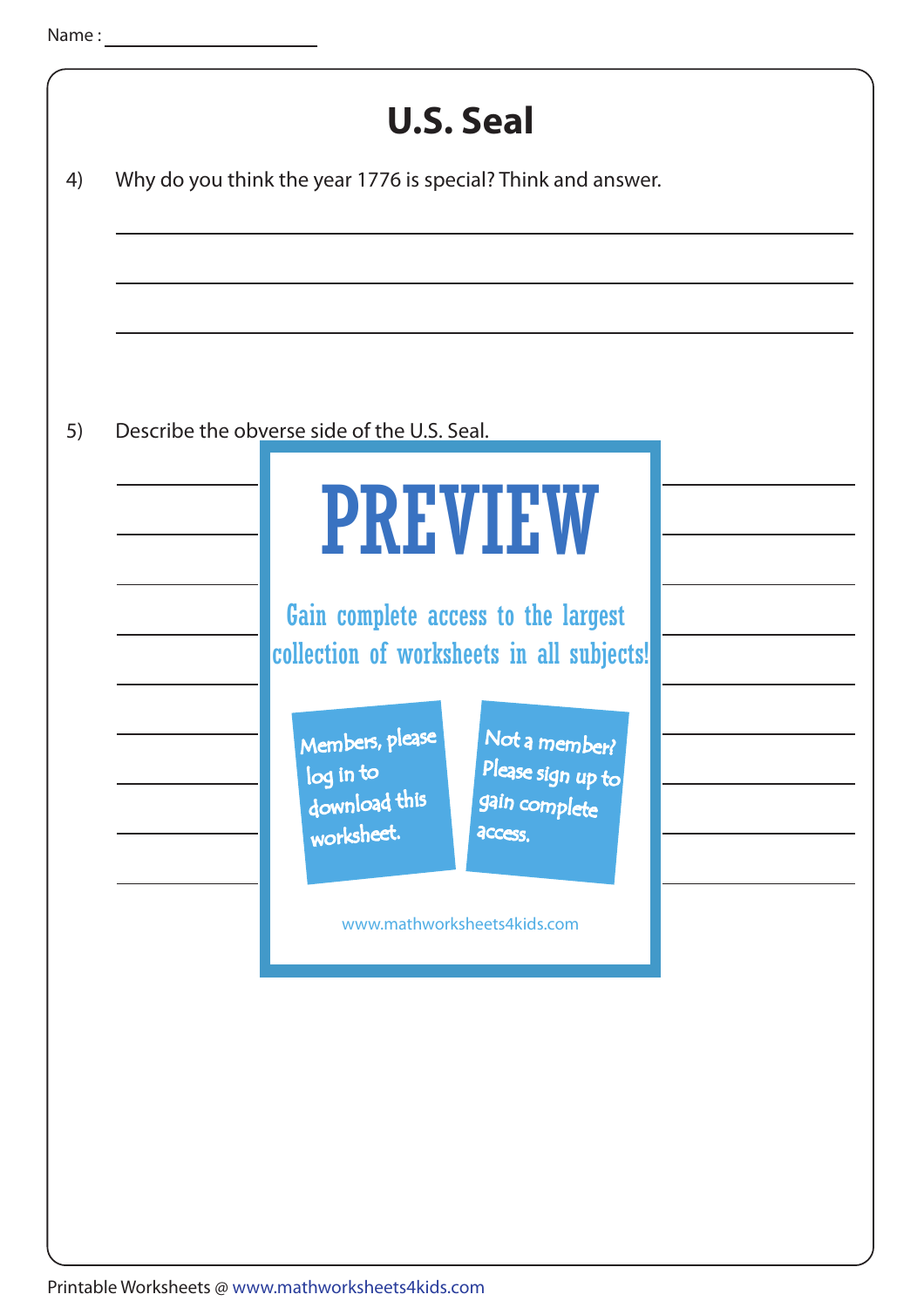Name : ____________________

# U.S. Seal

4) Why do you think the year 1776 is special? Think and answer.

______________________________________________________________

______________________________________________________________

______________________________________________________________

5) Describe the obverse side of the U.S. Seal.

PREVIEW

Gain complete access to the largest collection of worksheets in all subjects!

Members, please log in to download this worksheet.

Not a member? Please sign up to gain complete access.

www.mathworksheets4kids.com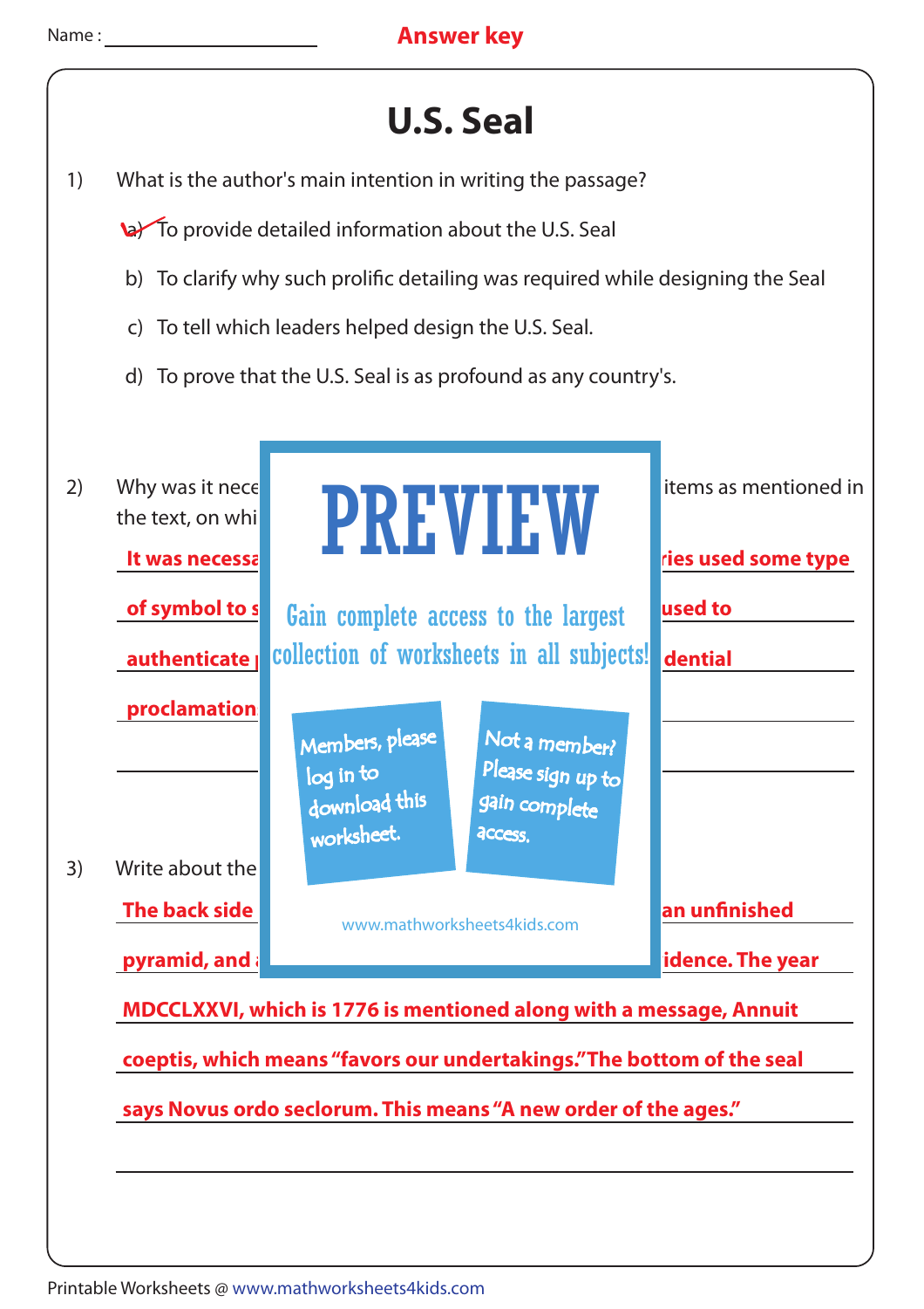Name : ____________________ **Answer key**

# U.S. Seal

1) What is the author's main intention in writing the passage?

   a) To provide detailed information about the U.S. Seal ✓

   b) To clarify why such prolific detailing was required while designing the Seal

   c) To tell which leaders helped design the U.S. Seal.

   d) To prove that the U.S. Seal is as profound as any country's.

2) Why was it nece items as mentioned in the text, on whi

   **It was necessa ries used some type of symbol to s used to authenticate dential proclamation**

PREVIEW

Gain complete access to the largest collection of worksheets in all subjects!

Members, please log in to download this worksheet.

Not a member? Please sign up to gain complete access.

www.mathworksheets4kids.com

3) Write about the

   **The back side an unfinished pyramid, and idence. The year MDCCLXXVI, which is 1776 is mentioned along with a message, Annuit coeptis, which means "favors our undertakings." The bottom of the seal says Novus ordo seclorum. This means "A new order of the ages."**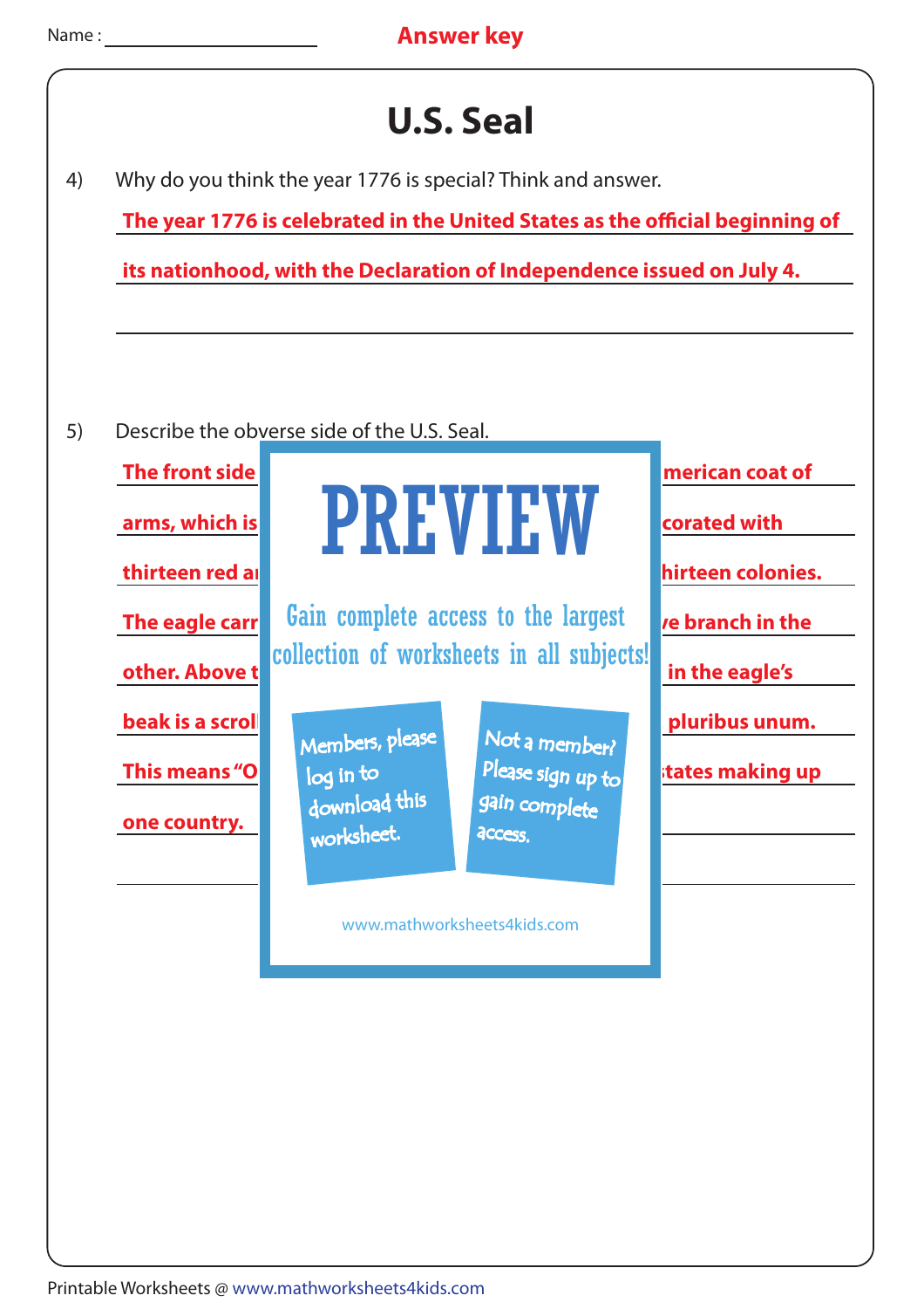Name :

**Answer key**

# U.S. Seal

4) Why do you think the year 1776 is special? Think and answer.

**The year 1776 is celebrated in the United States as the official beginning of its nationhood, with the Declaration of Independence issued on July 4.**

5) Describe the obverse side of the U.S. Seal.

**The front side** ... **merican coat of**

**arms, which is** ... **corated with**

**thirteen red a** ... **hirteen colonies.**

**The eagle carr** ... **e branch in the**

**other. Above t** ... **in the eagle's**

**beak is a scrol** ... **pluribus unum.**

**This means "O** ... **tates making up**

**one country.**

PREVIEW

Gain complete access to the largest collection of worksheets in all subjects!

Members, please log in to download this worksheet.

Not a member? Please sign up to gain complete access.

www.mathworksheets4kids.com